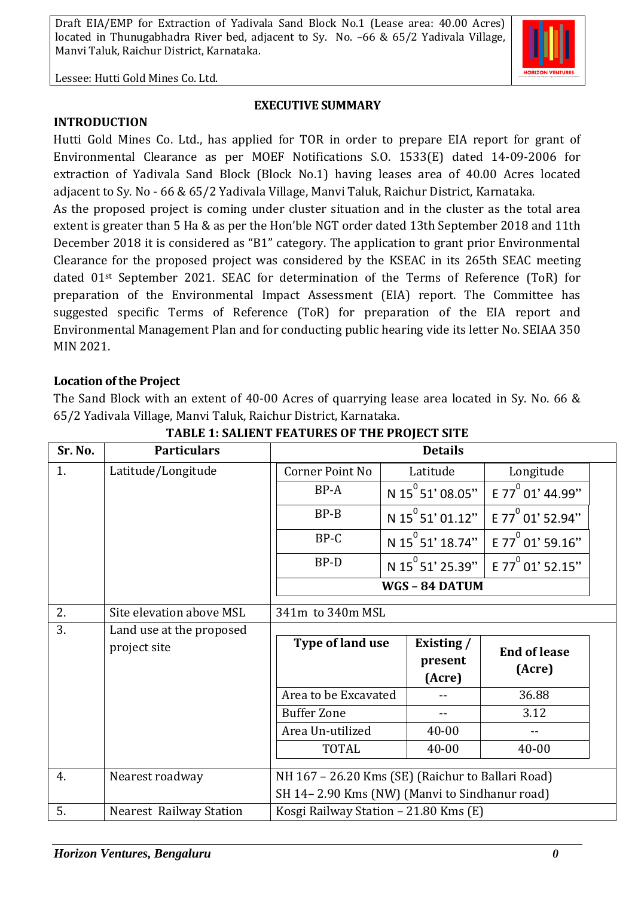## EXECUTIVE SUMMARY

### INTRODUCTION

Hutti Gold Mines Co. Ltd., has applied for TOR in order to prepare EIA report for grant of Environmental Clearance as per MOEF Notifications S.O. 1533(E) dated 14-09-2006 for extraction of Yadivala Sand Block (Block No.1) having leases area of 40.00 Acres located adjacent to Sy. No - 66 & 65/2 Yadivala Village, Manvi Taluk, Raichur District, Karnataka.

As the proposed project is coming under cluster situation and in the cluster as the total area extent is greater than 5 Ha & as per the Hon'ble NGT order dated 13th September 2018 and 11th December 2018 it is considered as "B1" category. The application to grant prior Environmental Clearance for the proposed project was considered by the KSEAC in its 265th SEAC meeting dated 01st September 2021. SEAC for determination of the Terms of Reference (ToR) for preparation of the Environmental Impact Assessment (EIA) report. The Committee has suggested specific Terms of Reference (ToR) for preparation of the EIA report and Environmental Management Plan and for conducting public hearing vide its letter No. SEIAA 350 MIN 2021.

### Location of the Project

The Sand Block with an extent of 40-00 Acres of quarrying lease area located in Sy. No. 66 & 65/2 Yadivala Village, Manvi Taluk, Raichur District, Karnataka.

**TABLE 1: SALIENT FEATURES OF THE PROJECT SITE**

| Sr. No. | Particulars | Details | | |
|---|---|---|---|---|
| 1. | Latitude/Longitude | Corner Point No | Latitude | Longitude |
| | | BP-A | N 15$^{0}$ 51' 08.05" | E 77$^{0}$ 01' 44.99" |
| | | BP-B | N 15$^{0}$ 51' 01.12" | E 77$^{0}$ 01' 52.94" |
| | | BP-C | N 15$^{0}$ 51' 18.74" | E 77$^{0}$ 01' 59.16" |
| | | BP-D | N 15$^{0}$ 51' 25.39" | E 77$^{0}$ 01' 52.15" |
| | | **WGS – 84 DATUM** | | |
| 2. | Site elevation above MSL | 341m to 340m MSL | | |
| 3. | Land use at the proposed project site | **Type of land use** | **Existing / present (Acre)** | **End of lease (Acre)** |
| | | Area to be Excavated | -- | 36.88 |
| | | Buffer Zone | -- | 3.12 |
| | | Area Un-utilized | 40-00 | -- |
| | | TOTAL | 40-00 | 40-00 |
| 4. | Nearest roadway | NH 167 – 26.20 Kms (SE) (Raichur to Ballari Road)<br>SH 14– 2.90 Kms (NW) (Manvi to Sindhanur road) | | |
| 5. | Nearest Railway Station | Kosgi Railway Station – 21.80 Kms (E) | | |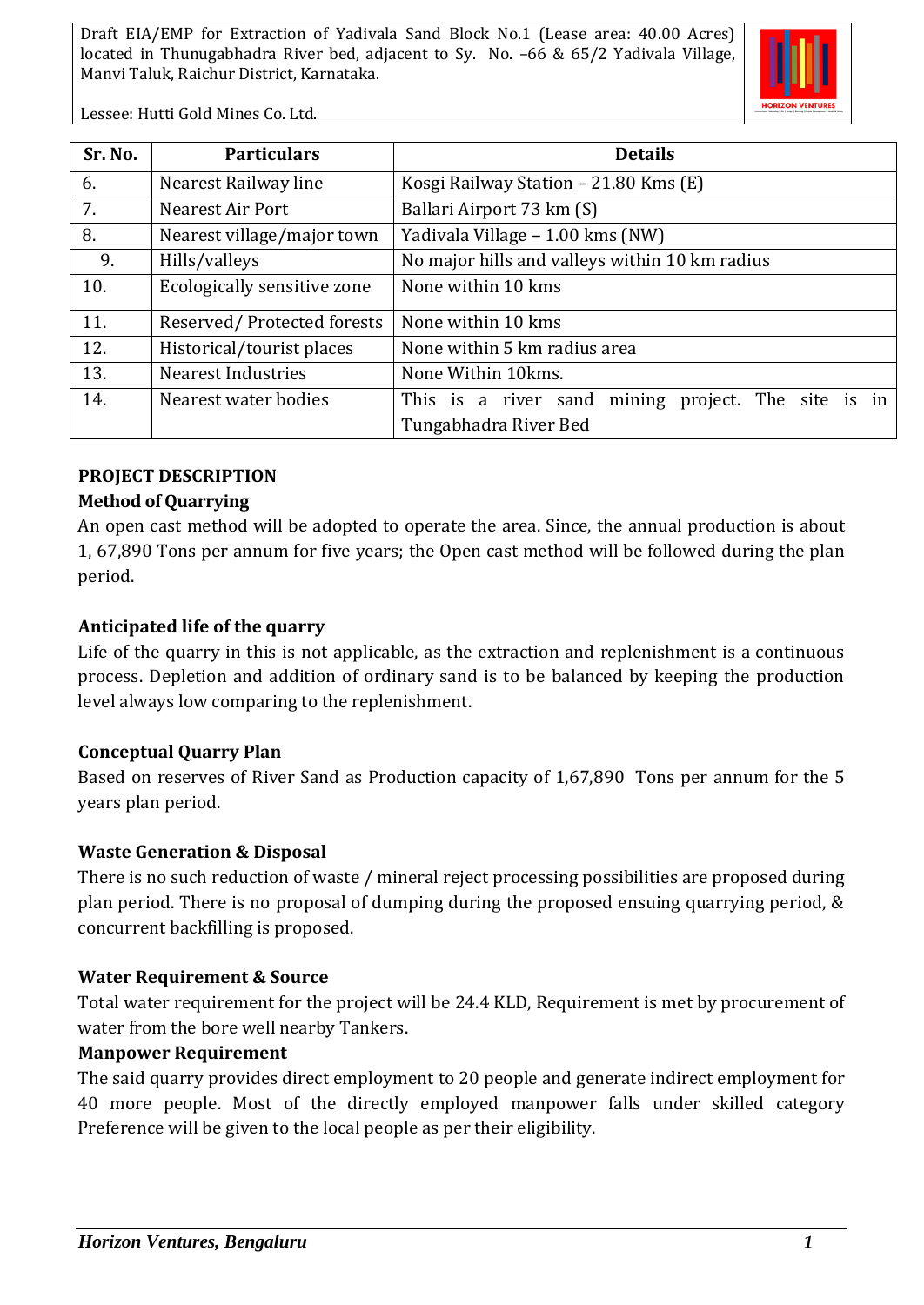| Sr. No. | Particulars | Details |
|---|---|---|
| 6. | Nearest Railway line | Kosgi Railway Station – 21.80 Kms (E) |
| 7. | Nearest Air Port | Ballari Airport 73 km (S) |
| 8. | Nearest village/major town | Yadivala Village – 1.00 kms (NW) |
| 9. | Hills/valleys | No major hills and valleys within 10 km radius |
| 10. | Ecologically sensitive zone | None within 10 kms |
| 11. | Reserved/ Protected forests | None within 10 kms |
| 12. | Historical/tourist places | None within 5 km radius area |
| 13. | Nearest Industries | None Within 10kms. |
| 14. | Nearest water bodies | This is a river sand mining project. The site is in Tungabhadra River Bed |

**PROJECT DESCRIPTION**

**Method of Quarrying**

An open cast method will be adopted to operate the area. Since, the annual production is about 1, 67,890 Tons per annum for five years; the Open cast method will be followed during the plan period.

**Anticipated life of the quarry**

Life of the quarry in this is not applicable, as the extraction and replenishment is a continuous process. Depletion and addition of ordinary sand is to be balanced by keeping the production level always low comparing to the replenishment.

**Conceptual Quarry Plan**

Based on reserves of River Sand as Production capacity of 1,67,890 Tons per annum for the 5 years plan period.

**Waste Generation & Disposal**

There is no such reduction of waste / mineral reject processing possibilities are proposed during plan period. There is no proposal of dumping during the proposed ensuing quarrying period, & concurrent backfilling is proposed.

**Water Requirement & Source**

Total water requirement for the project will be 24.4 KLD, Requirement is met by procurement of water from the bore well nearby Tankers.

**Manpower Requirement**

The said quarry provides direct employment to 20 people and generate indirect employment for 40 more people. Most of the directly employed manpower falls under skilled category Preference will be given to the local people as per their eligibility.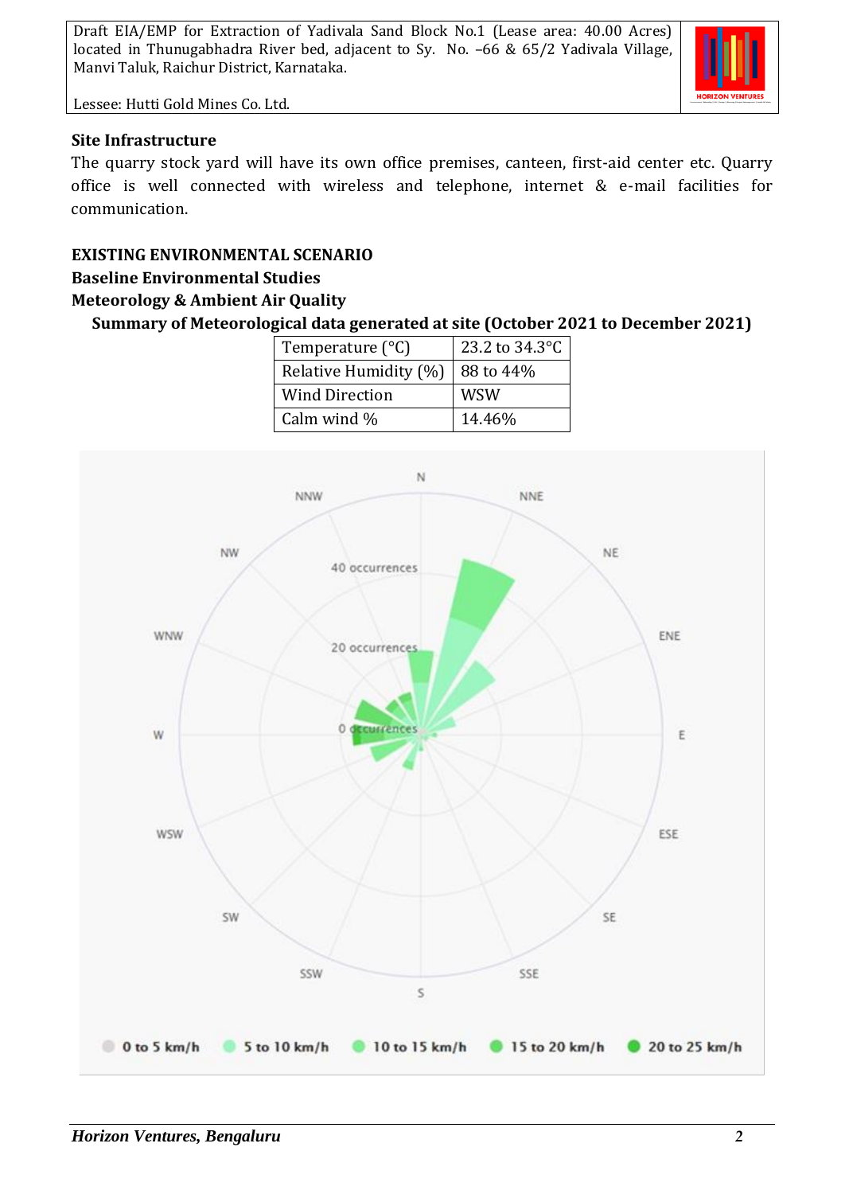### Site Infrastructure

The quarry stock yard will have its own office premises, canteen, first-aid center etc. Quarry office is well connected with wireless and telephone, internet & e-mail facilities for communication.

## EXISTING ENVIRONMENTAL SCENARIO

### Baseline Environmental Studies

### Meteorology & Ambient Air Quality

**Summary of Meteorological data generated at site (October 2021 to December 2021)**

| Temperature (°C) | 23.2 to 34.3°C |
|---|---|
| Relative Humidity (%) | 88 to 44% |
| Wind Direction | WSW |
| Calm wind % | 14.46% |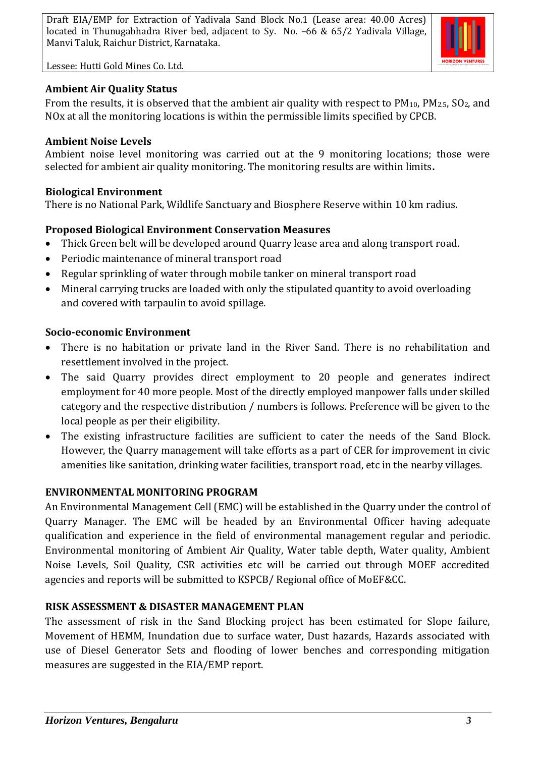### Ambient Air Quality Status

From the results, it is observed that the ambient air quality with respect to $PM_{10}$, $PM_{2.5}$, $SO_2$, and NOx at all the monitoring locations is within the permissible limits specified by CPCB.

### Ambient Noise Levels

Ambient noise level monitoring was carried out at the 9 monitoring locations; those were selected for ambient air quality monitoring. The monitoring results are within limits**.**

### Biological Environment

There is no National Park, Wildlife Sanctuary and Biosphere Reserve within 10 km radius.

### Proposed Biological Environment Conservation Measures

- Thick Green belt will be developed around Quarry lease area and along transport road.
- Periodic maintenance of mineral transport road
- Regular sprinkling of water through mobile tanker on mineral transport road
- Mineral carrying trucks are loaded with only the stipulated quantity to avoid overloading and covered with tarpaulin to avoid spillage.

### Socio-economic Environment

- There is no habitation or private land in the River Sand. There is no rehabilitation and resettlement involved in the project.
- The said Quarry provides direct employment to 20 people and generates indirect employment for 40 more people. Most of the directly employed manpower falls under skilled category and the respective distribution / numbers is follows. Preference will be given to the local people as per their eligibility.
- The existing infrastructure facilities are sufficient to cater the needs of the Sand Block. However, the Quarry management will take efforts as a part of CER for improvement in civic amenities like sanitation, drinking water facilities, transport road, etc in the nearby villages.

### ENVIRONMENTAL MONITORING PROGRAM

An Environmental Management Cell (EMC) will be established in the Quarry under the control of Quarry Manager. The EMC will be headed by an Environmental Officer having adequate qualification and experience in the field of environmental management regular and periodic. Environmental monitoring of Ambient Air Quality, Water table depth, Water quality, Ambient Noise Levels, Soil Quality, CSR activities etc will be carried out through MOEF accredited agencies and reports will be submitted to KSPCB/ Regional office of MoEF&CC.

### RISK ASSESSMENT & DISASTER MANAGEMENT PLAN

The assessment of risk in the Sand Blocking project has been estimated for Slope failure, Movement of HEMM, Inundation due to surface water, Dust hazards, Hazards associated with use of Diesel Generator Sets and flooding of lower benches and corresponding mitigation measures are suggested in the EIA/EMP report.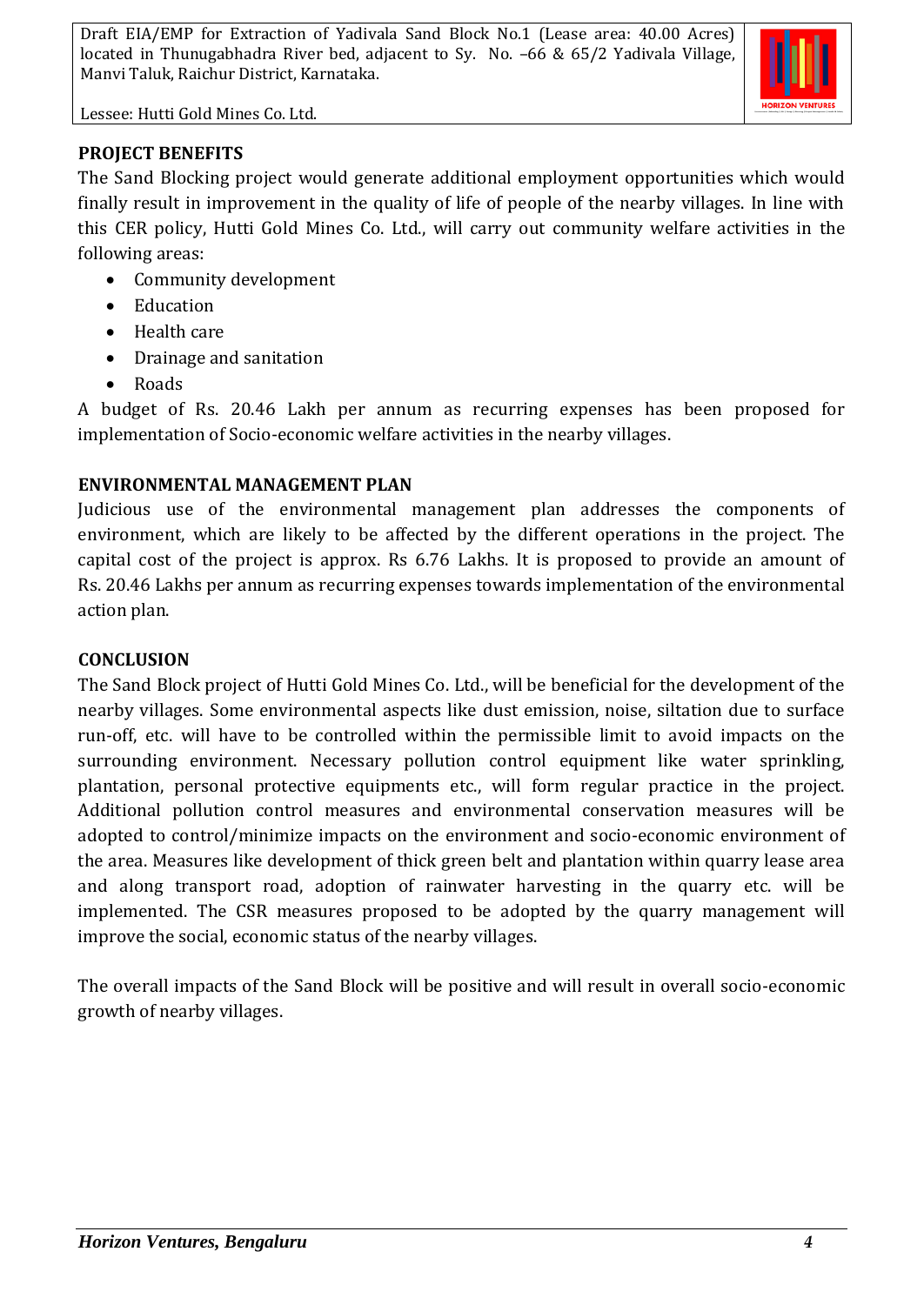## PROJECT BENEFITS

The Sand Blocking project would generate additional employment opportunities which would finally result in improvement in the quality of life of people of the nearby villages. In line with this CER policy, Hutti Gold Mines Co. Ltd., will carry out community welfare activities in the following areas:

- Community development
- Education
- Health care
- Drainage and sanitation
- Roads

A budget of Rs. 20.46 Lakh per annum as recurring expenses has been proposed for implementation of Socio-economic welfare activities in the nearby villages.

## ENVIRONMENTAL MANAGEMENT PLAN

Judicious use of the environmental management plan addresses the components of environment, which are likely to be affected by the different operations in the project. The capital cost of the project is approx. Rs 6.76 Lakhs. It is proposed to provide an amount of Rs. 20.46 Lakhs per annum as recurring expenses towards implementation of the environmental action plan.

## CONCLUSION

The Sand Block project of Hutti Gold Mines Co. Ltd., will be beneficial for the development of the nearby villages. Some environmental aspects like dust emission, noise, siltation due to surface run-off, etc. will have to be controlled within the permissible limit to avoid impacts on the surrounding environment. Necessary pollution control equipment like water sprinkling, plantation, personal protective equipments etc., will form regular practice in the project. Additional pollution control measures and environmental conservation measures will be adopted to control/minimize impacts on the environment and socio-economic environment of the area. Measures like development of thick green belt and plantation within quarry lease area and along transport road, adoption of rainwater harvesting in the quarry etc. will be implemented. The CSR measures proposed to be adopted by the quarry management will improve the social, economic status of the nearby villages.

The overall impacts of the Sand Block will be positive and will result in overall socio-economic growth of nearby villages.